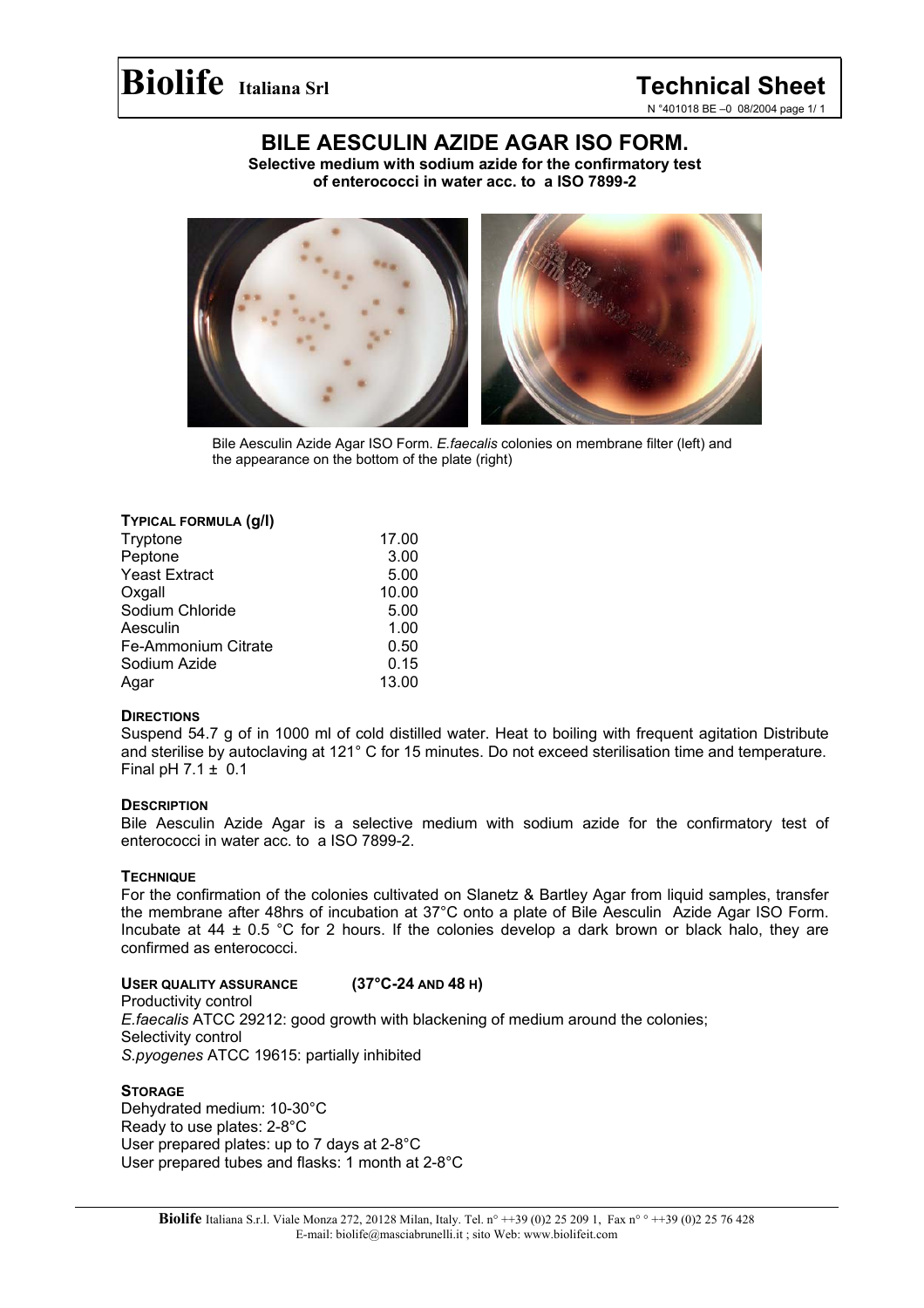# Biolife Italiana Srl — Technical Sheet

N °401018 BE –0 08/2004 page 1/ 1

## BILE AESCULIN AZIDE AGAR ISO FORM.

**Selective medium with sodium azide for the confirmatory test of enterococci in water acc. to a ISO 7899-2**

Bile Aesculin Azide Agar ISO Form. *E.faecalis* colonies on membrane filter (left) and the appearance on the bottom of the plate (right)

### TYPICAL FORMULA (g/l)

| | |
|---|---|
| Tryptone | 17.00 |
| Peptone | 3.00 |
| Yeast Extract | 5.00 |
| Oxgall | 10.00 |
| Sodium Chloride | 5.00 |
| Aesculin | 1.00 |
| Fe-Ammonium Citrate | 0.50 |
| Sodium Azide | 0.15 |
| Agar | 13.00 |

### DIRECTIONS

Suspend 54.7 g of in 1000 ml of cold distilled water. Heat to boiling with frequent agitation Distribute and sterilise by autoclaving at 121° C for 15 minutes. Do not exceed sterilisation time and temperature. Final pH 7.1 ± 0.1

### DESCRIPTION

Bile Aesculin Azide Agar is a selective medium with sodium azide for the confirmatory test of enterococci in water acc. to a ISO 7899-2.

### TECHNIQUE

For the confirmation of the colonies cultivated on Slanetz & Bartley Agar from liquid samples, transfer the membrane after 48hrs of incubation at 37°C onto a plate of Bile Aesculin Azide Agar ISO Form. Incubate at 44 ± 0.5 °C for 2 hours. If the colonies develop a dark brown or black halo, they are confirmed as enterococci.

### USER QUALITY ASSURANCE (37°C-24 AND 48 H)

Productivity control
*E.faecalis* ATCC 29212: good growth with blackening of medium around the colonies;
Selectivity control
*S.pyogenes* ATCC 19615: partially inhibited

### STORAGE

Dehydrated medium: 10-30°C
Ready to use plates: 2-8°C
User prepared plates: up to 7 days at 2-8°C
User prepared tubes and flasks: 1 month at 2-8°C

**Biolife** Italiana S.r.l. Viale Monza 272, 20128 Milan, Italy. Tel. n° ++39 (0)2 25 209 1, Fax n° ° ++39 (0)2 25 76 428
E-mail: biolife@masciabrunelli.it ; sito Web: www.biolifeit.com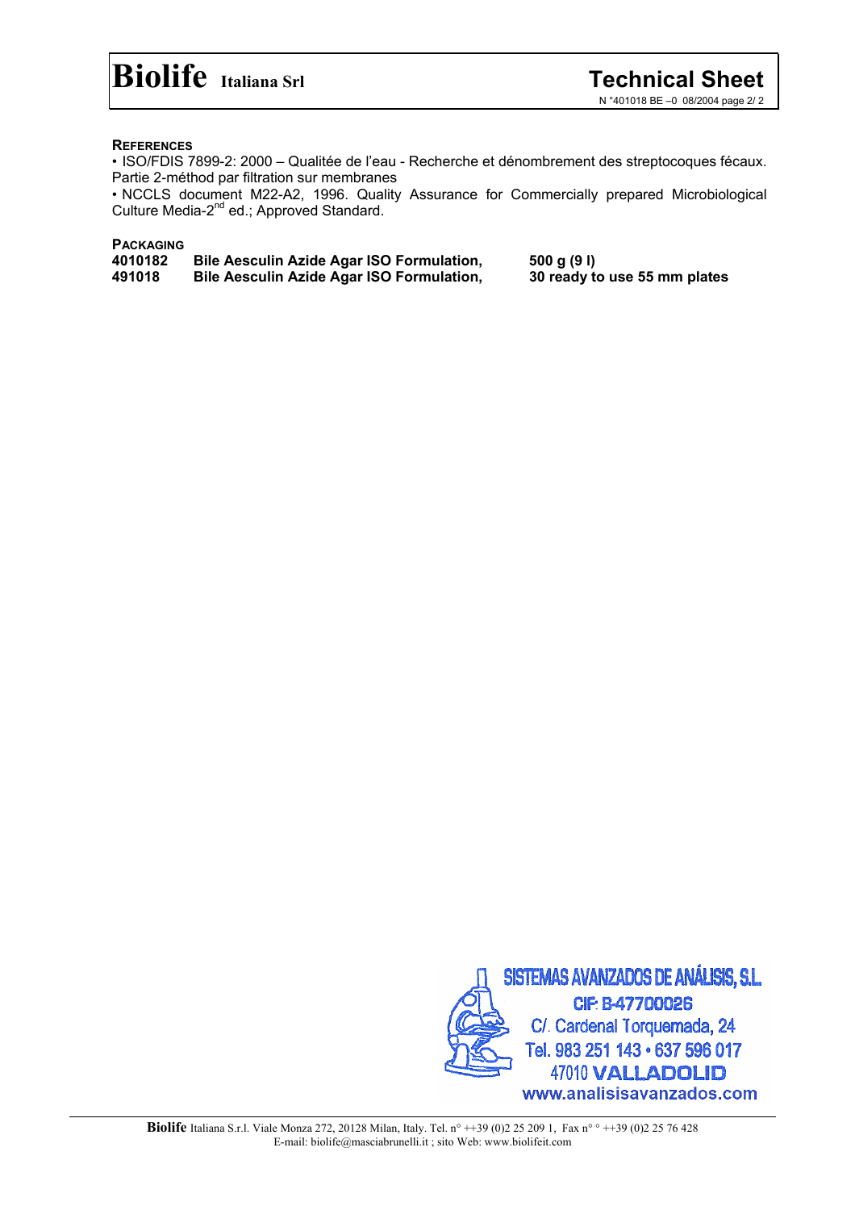### REFERENCES

- ISO/FDIS 7899-2: 2000 – Qualitée de l'eau - Recherche et dénombrement des streptocoques fécaux. Partie 2-méthod par filtration sur membranes
- NCCLS document M22-A2, 1996. Quality Assurance for Commercially prepared Microbiological Culture Media-2nd ed.; Approved Standard.

### PACKAGING

| | | |
|---|---|---|
| **4010182** | **Bile Aesculin Azide Agar ISO Formulation,** | **500 g (9 l)** |
| **491018** | **Bile Aesculin Azide Agar ISO Formulation,** | **30 ready to use 55 mm plates** |

SISTEMAS AVANZADOS DE ANÁLISIS, S.L.
CIF: B-47700026
C/. Cardenal Torquemada, 24
Tel. 983 251 143 • 637 596 017
47010 VALLADOLID
www.analisisavanzados.com